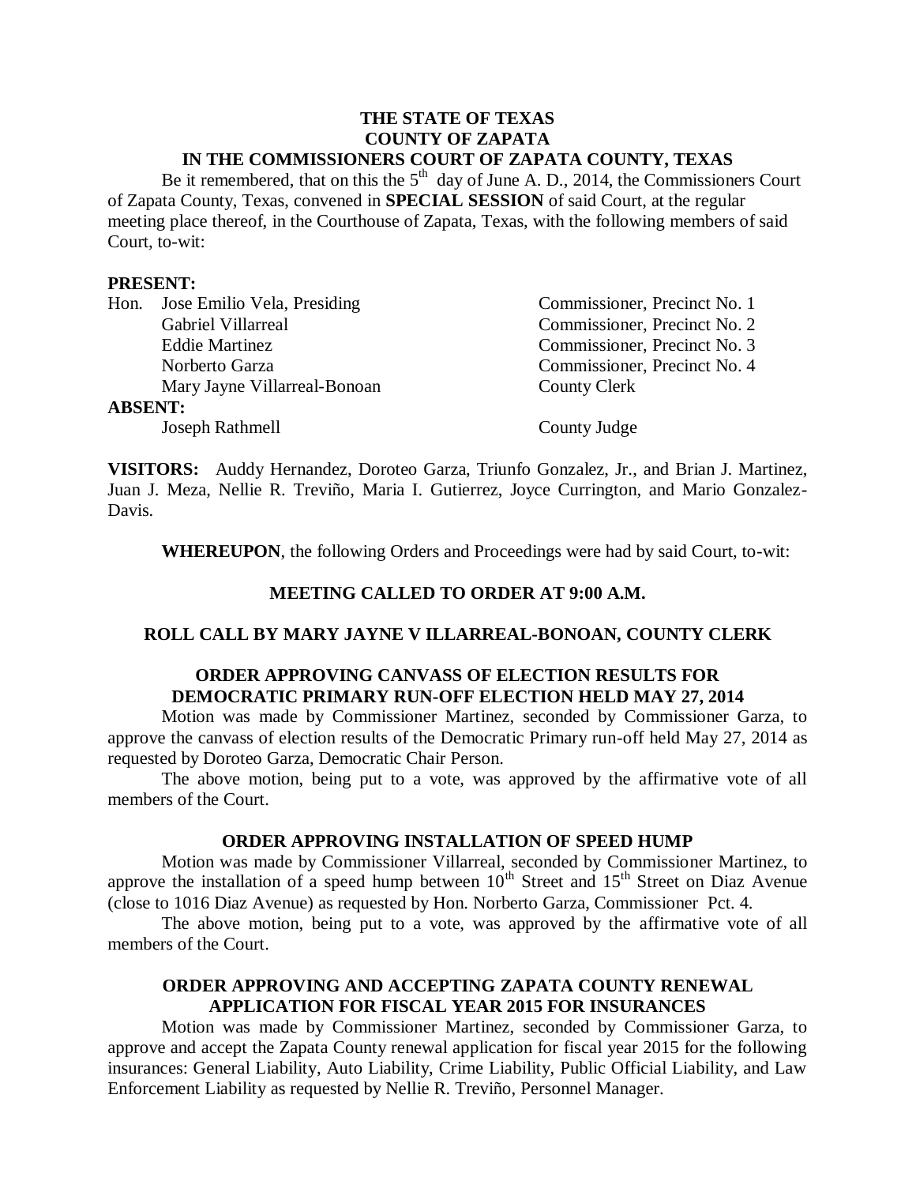# THE STATE OF TEXAS
# COUNTY OF ZAPATA
## IN THE COMMISSIONERS COURT OF ZAPATA COUNTY, TEXAS

Be it remembered, that on this the 5th day of June A. D., 2014, the Commissioners Court of Zapata County, Texas, convened in **SPECIAL SESSION** of said Court, at the regular meeting place thereof, in the Courthouse of Zapata, Texas, with the following members of said Court, to-wit:

**PRESENT:**

| | |
|---|---|
| Hon. Jose Emilio Vela, Presiding | Commissioner, Precinct No. 1 |
| Gabriel Villarreal | Commissioner, Precinct No. 2 |
| Eddie Martinez | Commissioner, Precinct No. 3 |
| Norberto Garza | Commissioner, Precinct No. 4 |
| Mary Jayne Villarreal-Bonoan | County Clerk |

**ABSENT:**

| | |
|---|---|
| Joseph Rathmell | County Judge |

**VISITORS:** Auddy Hernandez, Doroteo Garza, Triunfo Gonzalez, Jr., and Brian J. Martinez, Juan J. Meza, Nellie R. Treviño, Maria I. Gutierrez, Joyce Currington, and Mario Gonzalez-Davis.

**WHEREUPON**, the following Orders and Proceedings were had by said Court, to-wit:

### MEETING CALLED TO ORDER AT 9:00 A.M.

### ROLL CALL BY MARY JAYNE V ILLARREAL-BONOAN, COUNTY CLERK

### ORDER APPROVING CANVASS OF ELECTION RESULTS FOR DEMOCRATIC PRIMARY RUN-OFF ELECTION HELD MAY 27, 2014

Motion was made by Commissioner Martinez, seconded by Commissioner Garza, to approve the canvass of election results of the Democratic Primary run-off held May 27, 2014 as requested by Doroteo Garza, Democratic Chair Person.

The above motion, being put to a vote, was approved by the affirmative vote of all members of the Court.

### ORDER APPROVING INSTALLATION OF SPEED HUMP

Motion was made by Commissioner Villarreal, seconded by Commissioner Martinez, to approve the installation of a speed hump between 10th Street and 15th Street on Diaz Avenue (close to 1016 Diaz Avenue) as requested by Hon. Norberto Garza, Commissioner Pct. 4.

The above motion, being put to a vote, was approved by the affirmative vote of all members of the Court.

### ORDER APPROVING AND ACCEPTING ZAPATA COUNTY RENEWAL APPLICATION FOR FISCAL YEAR 2015 FOR INSURANCES

Motion was made by Commissioner Martinez, seconded by Commissioner Garza, to approve and accept the Zapata County renewal application for fiscal year 2015 for the following insurances: General Liability, Auto Liability, Crime Liability, Public Official Liability, and Law Enforcement Liability as requested by Nellie R. Treviño, Personnel Manager.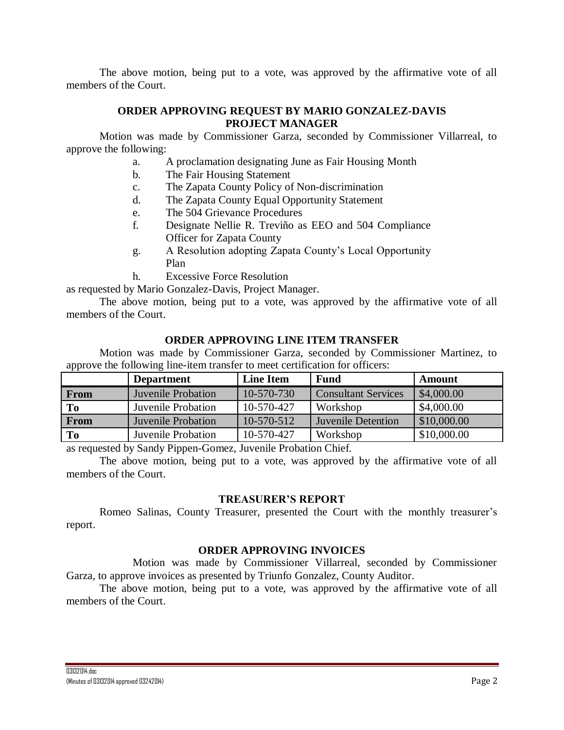The above motion, being put to a vote, was approved by the affirmative vote of all members of the Court.

**ORDER APPROVING REQUEST BY MARIO GONZALEZ-DAVIS PROJECT MANAGER**

Motion was made by Commissioner Garza, seconded by Commissioner Villarreal, to approve the following:

a. A proclamation designating June as Fair Housing Month
b. The Fair Housing Statement
c. The Zapata County Policy of Non-discrimination
d. The Zapata County Equal Opportunity Statement
e. The 504 Grievance Procedures
f. Designate Nellie R. Treviño as EEO and 504 Compliance Officer for Zapata County
g. A Resolution adopting Zapata County's Local Opportunity Plan
h. Excessive Force Resolution

as requested by Mario Gonzalez-Davis, Project Manager.

The above motion, being put to a vote, was approved by the affirmative vote of all members of the Court.

**ORDER APPROVING LINE ITEM TRANSFER**

Motion was made by Commissioner Garza, seconded by Commissioner Martinez, to approve the following line-item transfer to meet certification for officers:

| | Department | Line Item | Fund | Amount |
|---|---|---|---|---|
| **From** | Juvenile Probation | 10-570-730 | Consultant Services | $4,000.00 |
| **To** | Juvenile Probation | 10-570-427 | Workshop | $4,000.00 |
| **From** | Juvenile Probation | 10-570-512 | Juvenile Detention | $10,000.00 |
| **To** | Juvenile Probation | 10-570-427 | Workshop | $10,000.00 |

as requested by Sandy Pippen-Gomez, Juvenile Probation Chief.

The above motion, being put to a vote, was approved by the affirmative vote of all members of the Court.

**TREASURER'S REPORT**

Romeo Salinas, County Treasurer, presented the Court with the monthly treasurer's report.

**ORDER APPROVING INVOICES**

Motion was made by Commissioner Villarreal, seconded by Commissioner Garza, to approve invoices as presented by Triunfo Gonzalez, County Auditor.

The above motion, being put to a vote, was approved by the affirmative vote of all members of the Court.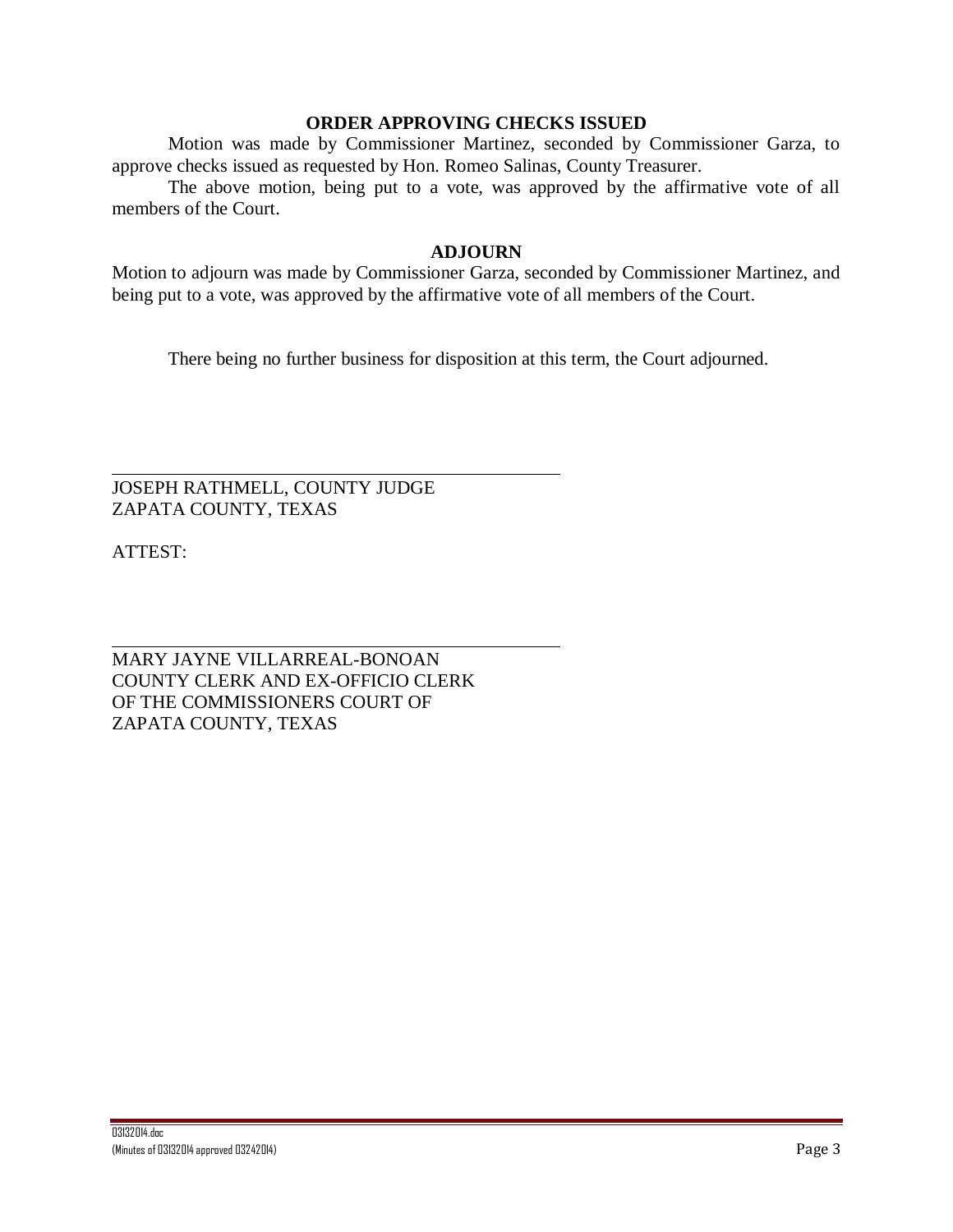**ORDER APPROVING CHECKS ISSUED**

Motion was made by Commissioner Martinez, seconded by Commissioner Garza, to approve checks issued as requested by Hon. Romeo Salinas, County Treasurer.

The above motion, being put to a vote, was approved by the affirmative vote of all members of the Court.

**ADJOURN**

Motion to adjourn was made by Commissioner Garza, seconded by Commissioner Martinez, and being put to a vote, was approved by the affirmative vote of all members of the Court.

There being no further business for disposition at this term, the Court adjourned.

\_\_\_\_\_\_\_\_\_\_\_\_\_\_\_\_\_\_\_\_\_\_\_\_\_\_\_\_\_\_\_\_\_\_\_\_\_\_\_\_\_\_\_\_

JOSEPH RATHMELL, COUNTY JUDGE
ZAPATA COUNTY, TEXAS

ATTEST:

\_\_\_\_\_\_\_\_\_\_\_\_\_\_\_\_\_\_\_\_\_\_\_\_\_\_\_\_\_\_\_\_\_\_\_\_\_\_\_\_\_\_\_\_

MARY JAYNE VILLARREAL-BONOAN
COUNTY CLERK AND EX-OFFICIO CLERK
OF THE COMMISSIONERS COURT OF
ZAPATA COUNTY, TEXAS

03132014.doc
(Minutes of 03132014 approved 03242014)